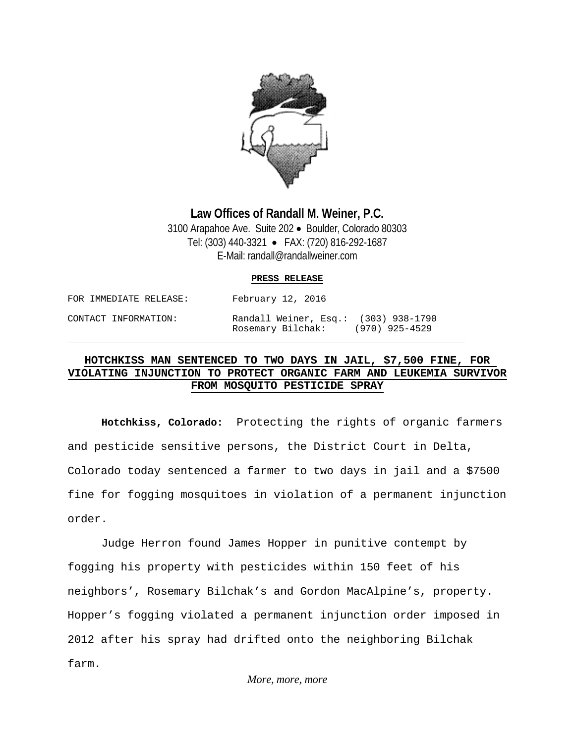**Law Offices of Randall M. Weiner, P.C.**

3100 Arapahoe Ave. Suite 202 • Boulder, Colorado 80303
Tel: (303) 440-3321 • FAX: (720) 816-292-1687
E-Mail: randall@randallweiner.com

**PRESS RELEASE**

| | |
|---|---|
| FOR IMMEDIATE RELEASE: | February 12, 2016 |
| CONTACT INFORMATION: | Randall Weiner, Esq.: (303) 938-1790<br>Rosemary Bilchak: (970) 925-4529 |

## HOTCHKISS MAN SENTENCED TO TWO DAYS IN JAIL, $7,500 FINE, FOR VIOLATING INJUNCTION TO PROTECT ORGANIC FARM AND LEUKEMIA SURVIVOR FROM MOSQUITO PESTICIDE SPRAY

**Hotchkiss, Colorado:** Protecting the rights of organic farmers and pesticide sensitive persons, the District Court in Delta, Colorado today sentenced a farmer to two days in jail and a $7500 fine for fogging mosquitoes in violation of a permanent injunction order.

Judge Herron found James Hopper in punitive contempt by fogging his property with pesticides within 150 feet of his neighbors', Rosemary Bilchak's and Gordon MacAlpine's, property. Hopper's fogging violated a permanent injunction order imposed in 2012 after his spray had drifted onto the neighboring Bilchak farm.

*More, more, more*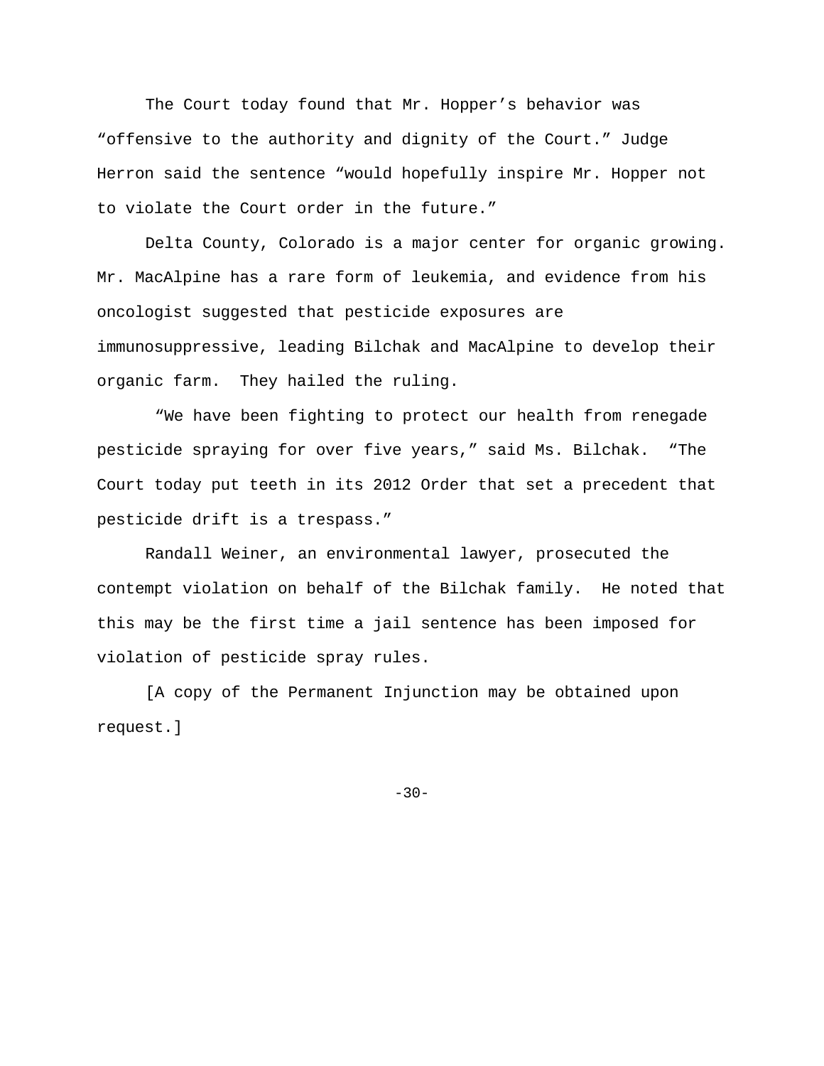The Court today found that Mr. Hopper’s behavior was “offensive to the authority and dignity of the Court.” Judge Herron said the sentence “would hopefully inspire Mr. Hopper not to violate the Court order in the future.”

Delta County, Colorado is a major center for organic growing. Mr. MacAlpine has a rare form of leukemia, and evidence from his oncologist suggested that pesticide exposures are immunosuppressive, leading Bilchak and MacAlpine to develop their organic farm. They hailed the ruling.

“We have been fighting to protect our health from renegade pesticide spraying for over five years,” said Ms. Bilchak. “The Court today put teeth in its 2012 Order that set a precedent that pesticide drift is a trespass.”

Randall Weiner, an environmental lawyer, prosecuted the contempt violation on behalf of the Bilchak family. He noted that this may be the first time a jail sentence has been imposed for violation of pesticide spray rules.

[A copy of the Permanent Injunction may be obtained upon request.]

-30-